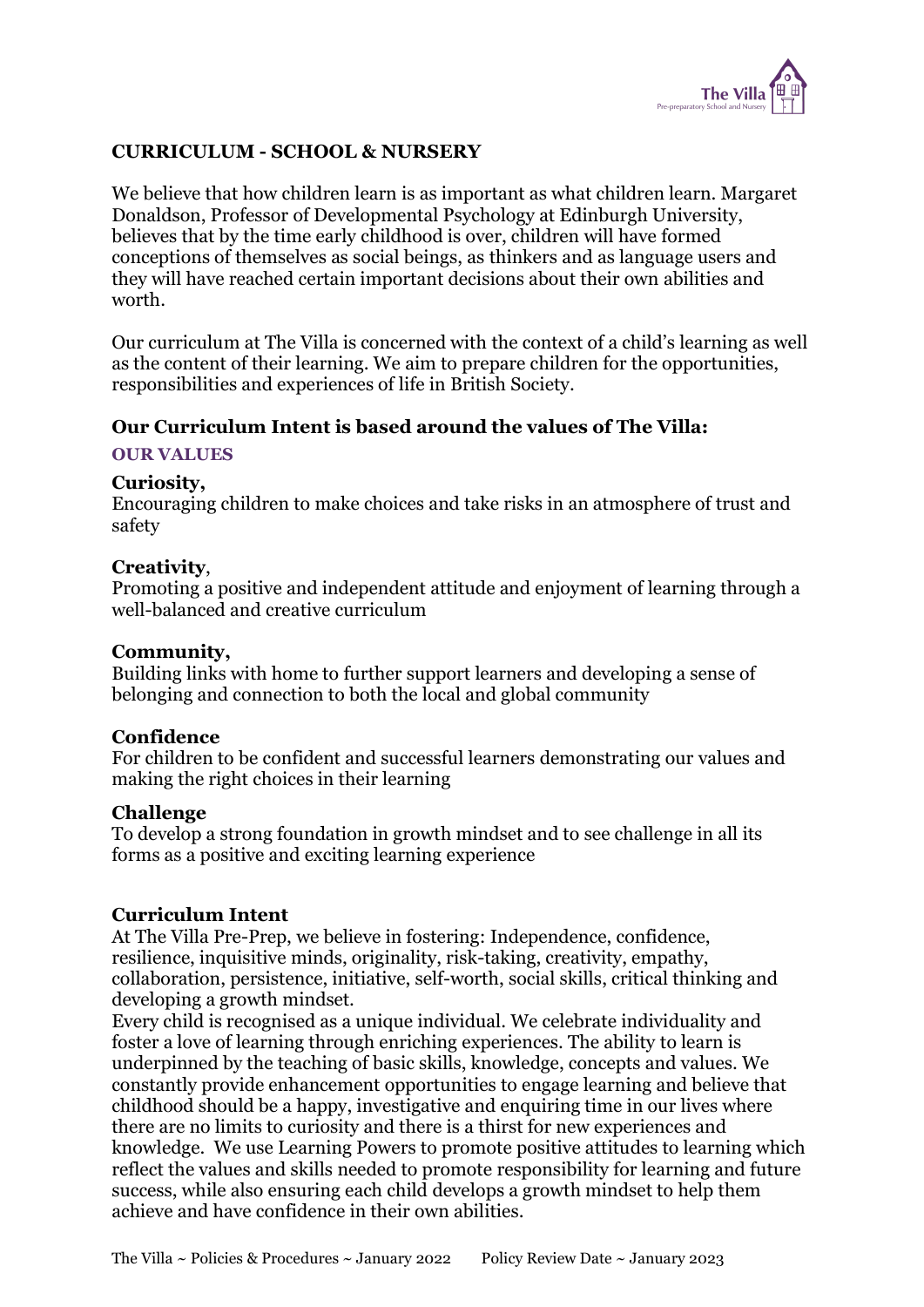# CURRICULUM - SCHOOL & NURSERY

We believe that how children learn is as important as what children learn. Margaret Donaldson, Professor of Developmental Psychology at Edinburgh University, believes that by the time early childhood is over, children will have formed conceptions of themselves as social beings, as thinkers and as language users and they will have reached certain important decisions about their own abilities and worth.

Our curriculum at The Villa is concerned with the context of a child's learning as well as the content of their learning. We aim to prepare children for the opportunities, responsibilities and experiences of life in British Society.

## Our Curriculum Intent is based around the values of The Villa:

### OUR VALUES

**Curiosity,**
Encouraging children to make choices and take risks in an atmosphere of trust and safety

**Creativity**,
Promoting a positive and independent attitude and enjoyment of learning through a well-balanced and creative curriculum

**Community,**
Building links with home to further support learners and developing a sense of belonging and connection to both the local and global community

**Confidence**
For children to be confident and successful learners demonstrating our values and making the right choices in their learning

**Challenge**
To develop a strong foundation in growth mindset and to see challenge in all its forms as a positive and exciting learning experience

## Curriculum Intent

At The Villa Pre-Prep, we believe in fostering: Independence, confidence, resilience, inquisitive minds, originality, risk-taking, creativity, empathy, collaboration, persistence, initiative, self-worth, social skills, critical thinking and developing a growth mindset.

Every child is recognised as a unique individual. We celebrate individuality and foster a love of learning through enriching experiences. The ability to learn is underpinned by the teaching of basic skills, knowledge, concepts and values. We constantly provide enhancement opportunities to engage learning and believe that childhood should be a happy, investigative and enquiring time in our lives where there are no limits to curiosity and there is a thirst for new experiences and knowledge. We use Learning Powers to promote positive attitudes to learning which reflect the values and skills needed to promote responsibility for learning and future success, while also ensuring each child develops a growth mindset to help them achieve and have confidence in their own abilities.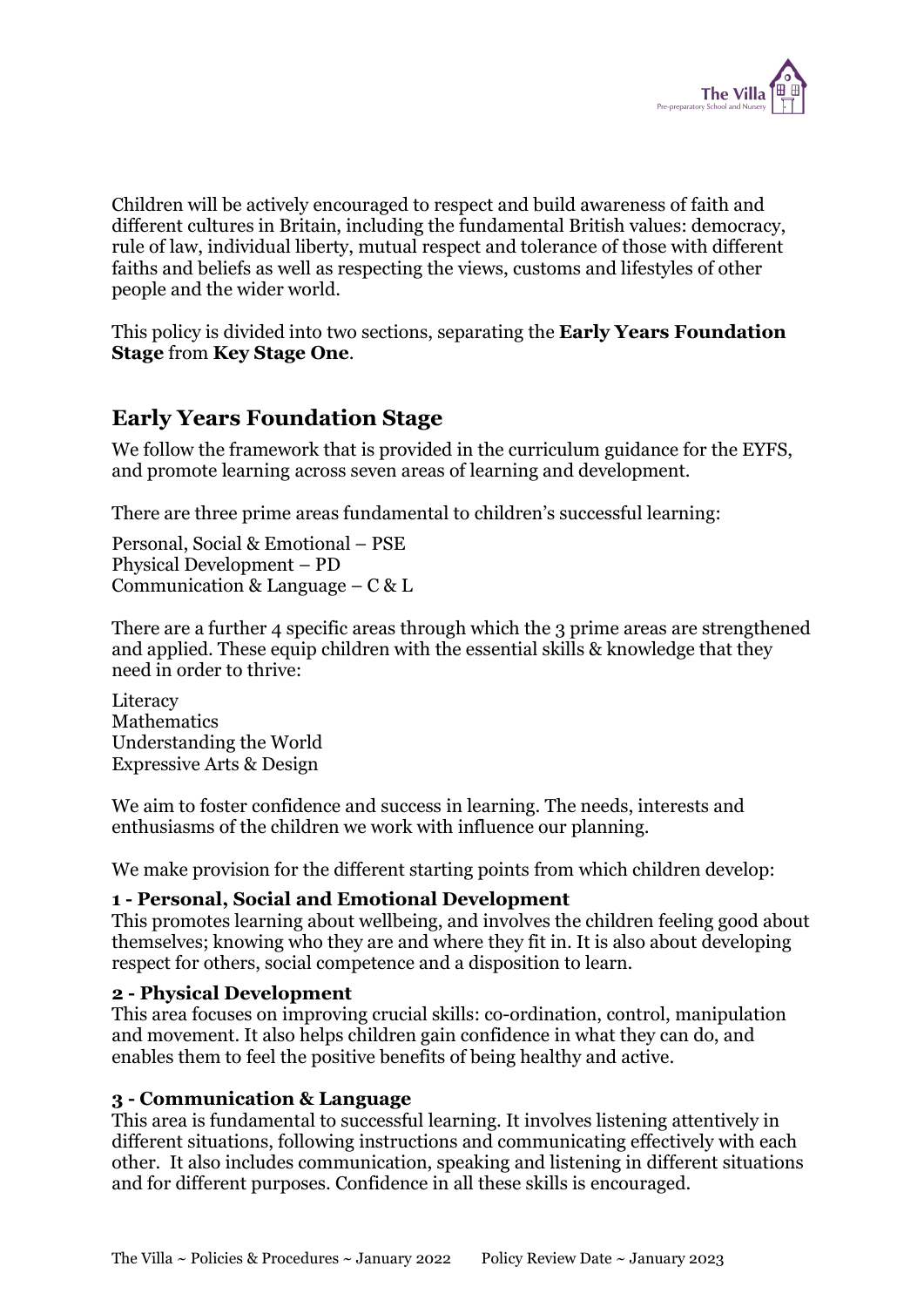Children will be actively encouraged to respect and build awareness of faith and different cultures in Britain, including the fundamental British values: democracy, rule of law, individual liberty, mutual respect and tolerance of those with different faiths and beliefs as well as respecting the views, customs and lifestyles of other people and the wider world.

This policy is divided into two sections, separating the **Early Years Foundation Stage** from **Key Stage One**.

## Early Years Foundation Stage

We follow the framework that is provided in the curriculum guidance for the EYFS, and promote learning across seven areas of learning and development.

There are three prime areas fundamental to children's successful learning:

Personal, Social & Emotional – PSE
Physical Development – PD
Communication & Language – C & L

There are a further 4 specific areas through which the 3 prime areas are strengthened and applied. These equip children with the essential skills & knowledge that they need in order to thrive:

Literacy
Mathematics
Understanding the World
Expressive Arts & Design

We aim to foster confidence and success in learning. The needs, interests and enthusiasms of the children we work with influence our planning.

We make provision for the different starting points from which children develop:

**1 - Personal, Social and Emotional Development**
This promotes learning about wellbeing, and involves the children feeling good about themselves; knowing who they are and where they fit in. It is also about developing respect for others, social competence and a disposition to learn.

**2 - Physical Development**
This area focuses on improving crucial skills: co-ordination, control, manipulation and movement. It also helps children gain confidence in what they can do, and enables them to feel the positive benefits of being healthy and active.

**3 - Communication & Language**
This area is fundamental to successful learning. It involves listening attentively in different situations, following instructions and communicating effectively with each other. It also includes communication, speaking and listening in different situations and for different purposes. Confidence in all these skills is encouraged.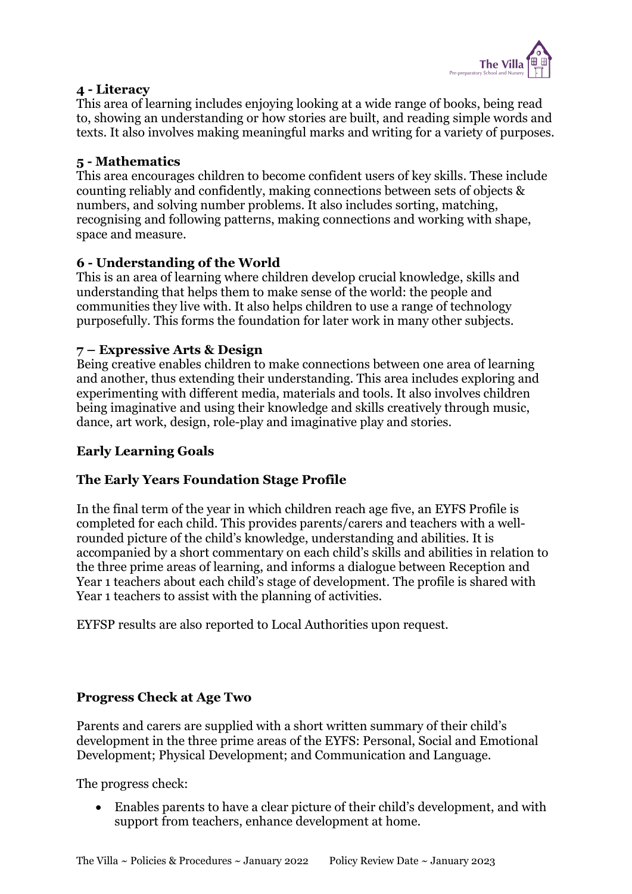### 4 - Literacy

This area of learning includes enjoying looking at a wide range of books, being read to, showing an understanding or how stories are built, and reading simple words and texts. It also involves making meaningful marks and writing for a variety of purposes.

### 5 - Mathematics

This area encourages children to become confident users of key skills. These include counting reliably and confidently, making connections between sets of objects & numbers, and solving number problems. It also includes sorting, matching, recognising and following patterns, making connections and working with shape, space and measure.

### 6 - Understanding of the World

This is an area of learning where children develop crucial knowledge, skills and understanding that helps them to make sense of the world: the people and communities they live with. It also helps children to use a range of technology purposefully. This forms the foundation for later work in many other subjects.

### 7 – Expressive Arts & Design

Being creative enables children to make connections between one area of learning and another, thus extending their understanding. This area includes exploring and experimenting with different media, materials and tools. It also involves children being imaginative and using their knowledge and skills creatively through music, dance, art work, design, role-play and imaginative play and stories.

## Early Learning Goals

## The Early Years Foundation Stage Profile

In the final term of the year in which children reach age five, an EYFS Profile is completed for each child. This provides parents/carers and teachers with a well-rounded picture of the child's knowledge, understanding and abilities. It is accompanied by a short commentary on each child's skills and abilities in relation to the three prime areas of learning, and informs a dialogue between Reception and Year 1 teachers about each child's stage of development. The profile is shared with Year 1 teachers to assist with the planning of activities.

EYFSP results are also reported to Local Authorities upon request.

## Progress Check at Age Two

Parents and carers are supplied with a short written summary of their child's development in the three prime areas of the EYFS: Personal, Social and Emotional Development; Physical Development; and Communication and Language.

The progress check:

- Enables parents to have a clear picture of their child's development, and with support from teachers, enhance development at home.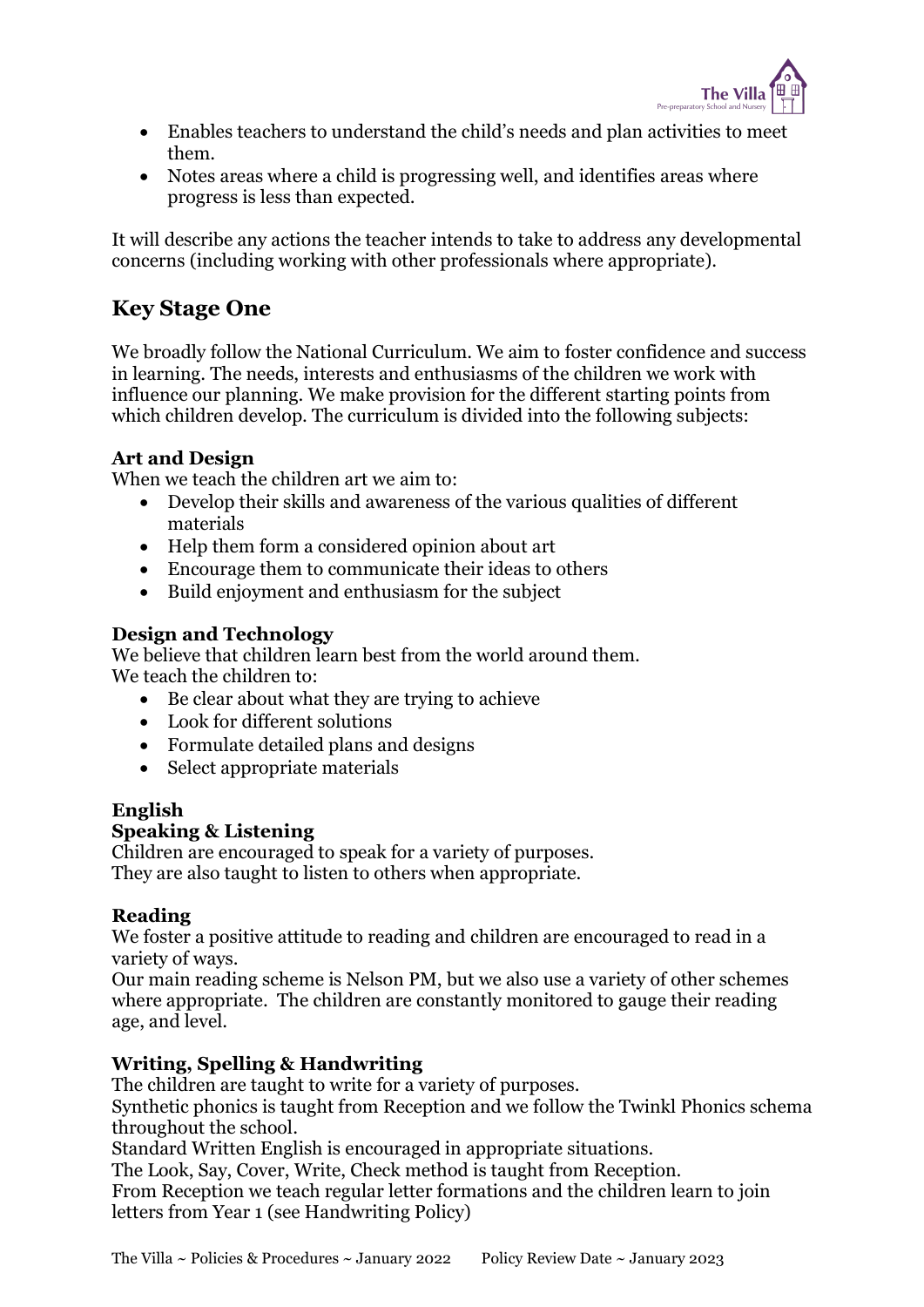- Enables teachers to understand the child's needs and plan activities to meet them.
- Notes areas where a child is progressing well, and identifies areas where progress is less than expected.

It will describe any actions the teacher intends to take to address any developmental concerns (including working with other professionals where appropriate).

## Key Stage One

We broadly follow the National Curriculum. We aim to foster confidence and success in learning. The needs, interests and enthusiasms of the children we work with influence our planning. We make provision for the different starting points from which children develop. The curriculum is divided into the following subjects:

### Art and Design

When we teach the children art we aim to:

- Develop their skills and awareness of the various qualities of different materials
- Help them form a considered opinion about art
- Encourage them to communicate their ideas to others
- Build enjoyment and enthusiasm for the subject

### Design and Technology

We believe that children learn best from the world around them.
We teach the children to:

- Be clear about what they are trying to achieve
- Look for different solutions
- Formulate detailed plans and designs
- Select appropriate materials

### English

**Speaking & Listening**

Children are encouraged to speak for a variety of purposes.
They are also taught to listen to others when appropriate.

**Reading**

We foster a positive attitude to reading and children are encouraged to read in a variety of ways.
Our main reading scheme is Nelson PM, but we also use a variety of other schemes where appropriate. The children are constantly monitored to gauge their reading age, and level.

**Writing, Spelling & Handwriting**

The children are taught to write for a variety of purposes.
Synthetic phonics is taught from Reception and we follow the Twinkl Phonics schema throughout the school.
Standard Written English is encouraged in appropriate situations.
The Look, Say, Cover, Write, Check method is taught from Reception.
From Reception we teach regular letter formations and the children learn to join letters from Year 1 (see Handwriting Policy)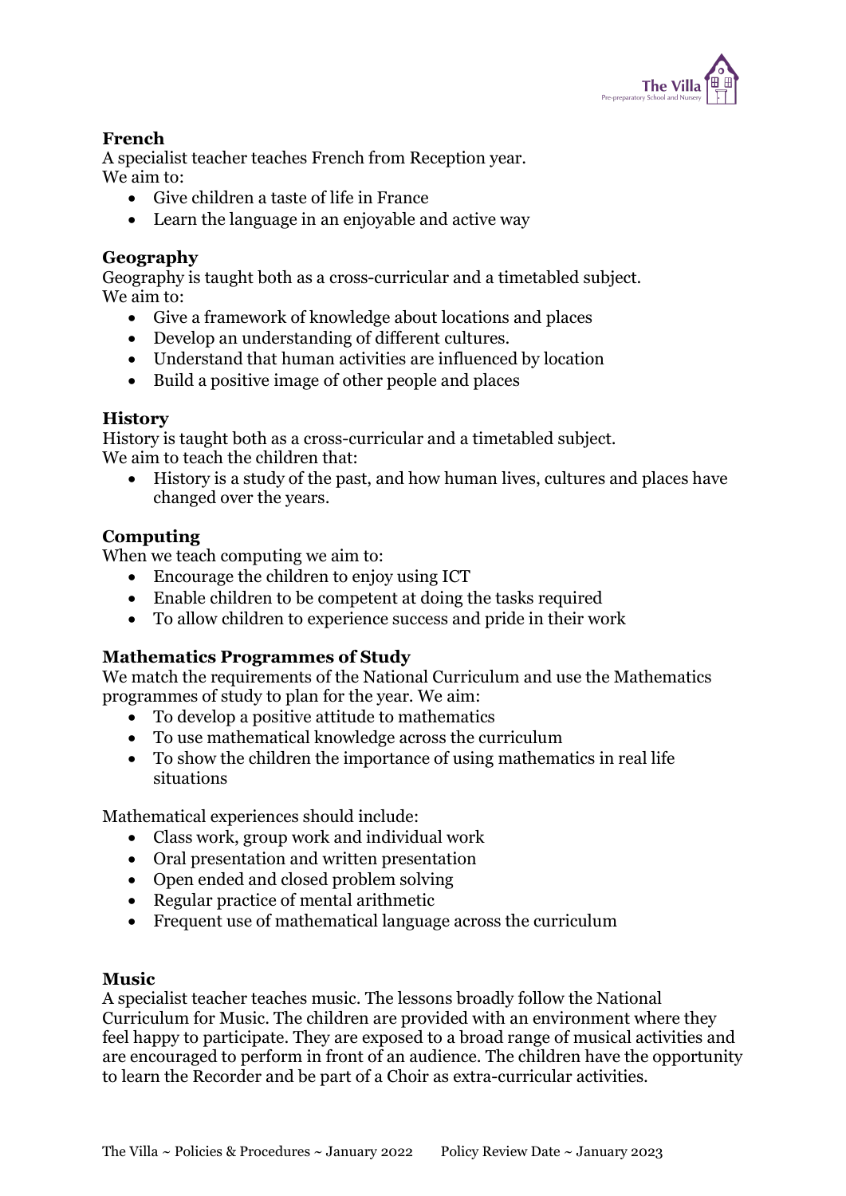### French

A specialist teacher teaches French from Reception year.
We aim to:

- Give children a taste of life in France
- Learn the language in an enjoyable and active way

### Geography

Geography is taught both as a cross-curricular and a timetabled subject.
We aim to:

- Give a framework of knowledge about locations and places
- Develop an understanding of different cultures.
- Understand that human activities are influenced by location
- Build a positive image of other people and places

### History

History is taught both as a cross-curricular and a timetabled subject.
We aim to teach the children that:

- History is a study of the past, and how human lives, cultures and places have changed over the years.

### Computing

When we teach computing we aim to:

- Encourage the children to enjoy using ICT
- Enable children to be competent at doing the tasks required
- To allow children to experience success and pride in their work

### Mathematics Programmes of Study

We match the requirements of the National Curriculum and use the Mathematics programmes of study to plan for the year. We aim:

- To develop a positive attitude to mathematics
- To use mathematical knowledge across the curriculum
- To show the children the importance of using mathematics in real life situations

Mathematical experiences should include:

- Class work, group work and individual work
- Oral presentation and written presentation
- Open ended and closed problem solving
- Regular practice of mental arithmetic
- Frequent use of mathematical language across the curriculum

### Music

A specialist teacher teaches music. The lessons broadly follow the National Curriculum for Music. The children are provided with an environment where they feel happy to participate. They are exposed to a broad range of musical activities and are encouraged to perform in front of an audience. The children have the opportunity to learn the Recorder and be part of a Choir as extra-curricular activities.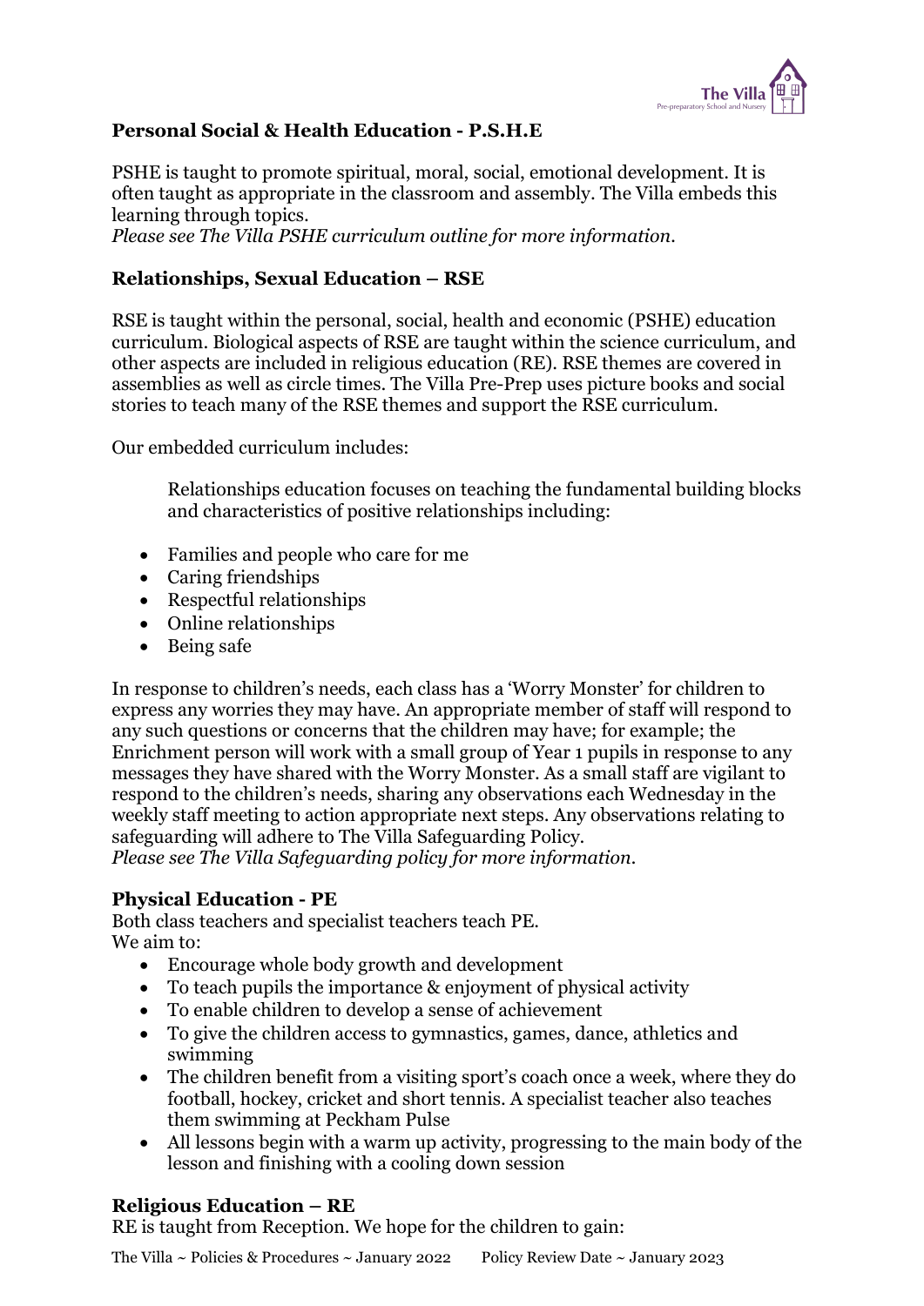## Personal Social & Health Education - P.S.H.E

PSHE is taught to promote spiritual, moral, social, emotional development. It is often taught as appropriate in the classroom and assembly. The Villa embeds this learning through topics.
*Please see The Villa PSHE curriculum outline for more information.*

## Relationships, Sexual Education – RSE

RSE is taught within the personal, social, health and economic (PSHE) education curriculum. Biological aspects of RSE are taught within the science curriculum, and other aspects are included in religious education (RE). RSE themes are covered in assemblies as well as circle times. The Villa Pre-Prep uses picture books and social stories to teach many of the RSE themes and support the RSE curriculum.

Our embedded curriculum includes:

> Relationships education focuses on teaching the fundamental building blocks and characteristics of positive relationships including:

- Families and people who care for me
- Caring friendships
- Respectful relationships
- Online relationships
- Being safe

In response to children's needs, each class has a 'Worry Monster' for children to express any worries they may have. An appropriate member of staff will respond to any such questions or concerns that the children may have; for example; the Enrichment person will work with a small group of Year 1 pupils in response to any messages they have shared with the Worry Monster. As a small staff are vigilant to respond to the children's needs, sharing any observations each Wednesday in the weekly staff meeting to action appropriate next steps. Any observations relating to safeguarding will adhere to The Villa Safeguarding Policy.
*Please see The Villa Safeguarding policy for more information.*

## Physical Education - PE

Both class teachers and specialist teachers teach PE.
We aim to:

- Encourage whole body growth and development
- To teach pupils the importance & enjoyment of physical activity
- To enable children to develop a sense of achievement
- To give the children access to gymnastics, games, dance, athletics and swimming
- The children benefit from a visiting sport's coach once a week, where they do football, hockey, cricket and short tennis. A specialist teacher also teaches them swimming at Peckham Pulse
- All lessons begin with a warm up activity, progressing to the main body of the lesson and finishing with a cooling down session

## Religious Education – RE

RE is taught from Reception. We hope for the children to gain: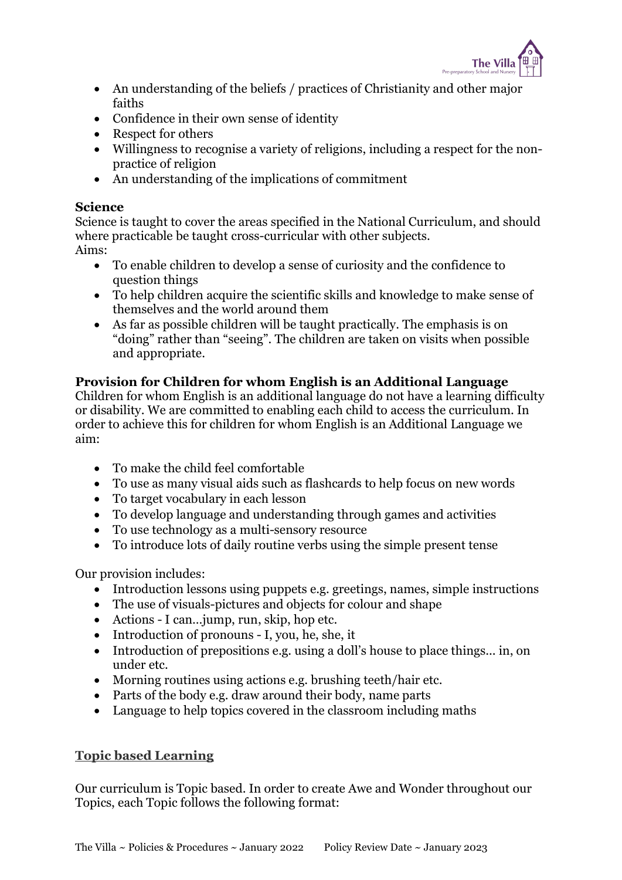- An understanding of the beliefs / practices of Christianity and other major faiths
- Confidence in their own sense of identity
- Respect for others
- Willingness to recognise a variety of religions, including a respect for the non-practice of religion
- An understanding of the implications of commitment

**Science**
Science is taught to cover the areas specified in the National Curriculum, and should where practicable be taught cross-curricular with other subjects.
Aims:

- To enable children to develop a sense of curiosity and the confidence to question things
- To help children acquire the scientific skills and knowledge to make sense of themselves and the world around them
- As far as possible children will be taught practically. The emphasis is on "doing" rather than "seeing". The children are taken on visits when possible and appropriate.

**Provision for Children for whom English is an Additional Language**
Children for whom English is an additional language do not have a learning difficulty or disability. We are committed to enabling each child to access the curriculum. In order to achieve this for children for whom English is an Additional Language we aim:

- To make the child feel comfortable
- To use as many visual aids such as flashcards to help focus on new words
- To target vocabulary in each lesson
- To develop language and understanding through games and activities
- To use technology as a multi-sensory resource
- To introduce lots of daily routine verbs using the simple present tense

Our provision includes:

- Introduction lessons using puppets e.g. greetings, names, simple instructions
- The use of visuals-pictures and objects for colour and shape
- Actions - I can…jump, run, skip, hop etc.
- Introduction of pronouns - I, you, he, she, it
- Introduction of prepositions e.g. using a doll's house to place things… in, on under etc.
- Morning routines using actions e.g. brushing teeth/hair etc.
- Parts of the body e.g. draw around their body, name parts
- Language to help topics covered in the classroom including maths

**Topic based Learning**

Our curriculum is Topic based. In order to create Awe and Wonder throughout our Topics, each Topic follows the following format: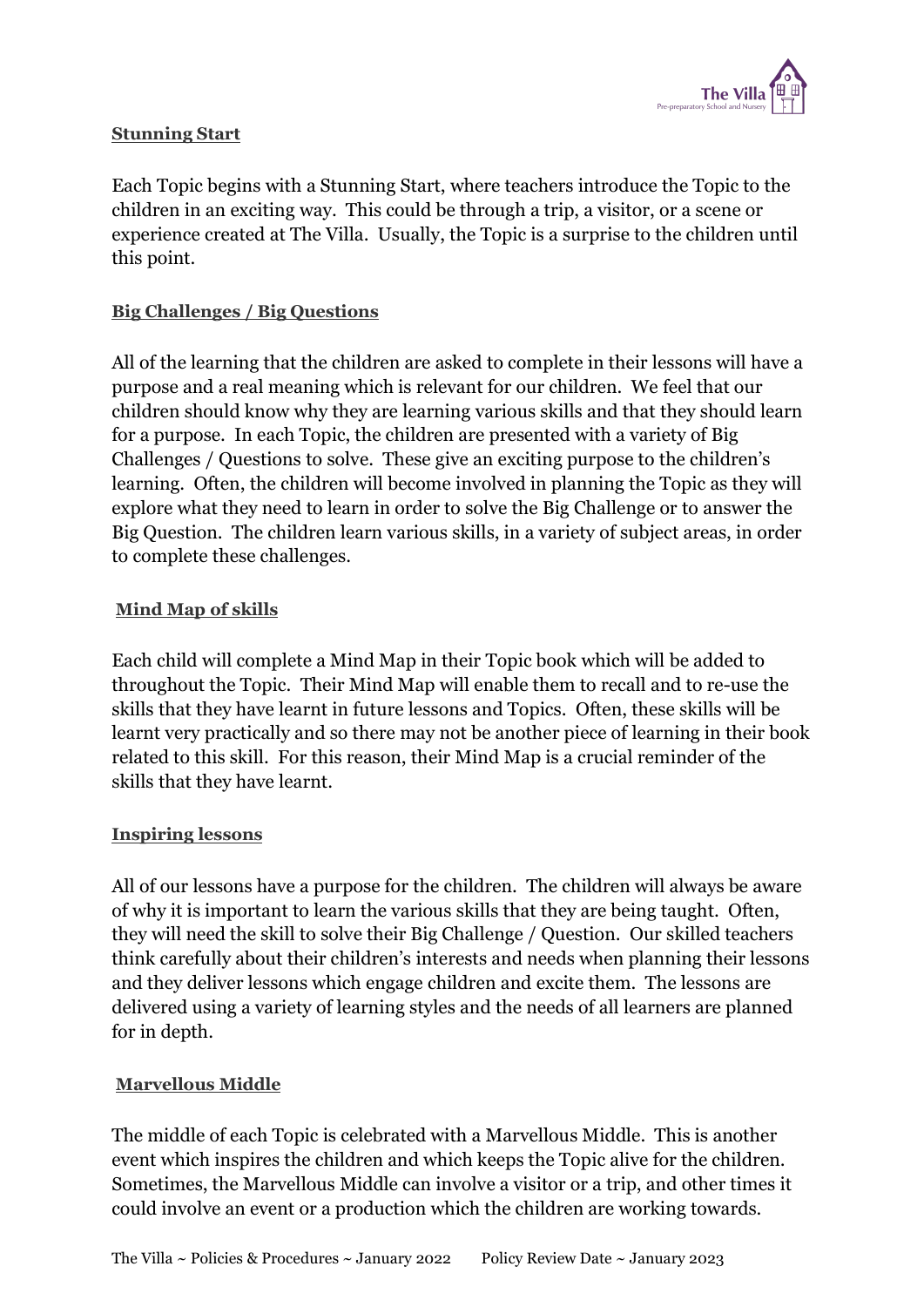**Stunning Start**

Each Topic begins with a Stunning Start, where teachers introduce the Topic to the children in an exciting way. This could be through a trip, a visitor, or a scene or experience created at The Villa. Usually, the Topic is a surprise to the children until this point.

**Big Challenges / Big Questions**

All of the learning that the children are asked to complete in their lessons will have a purpose and a real meaning which is relevant for our children. We feel that our children should know why they are learning various skills and that they should learn for a purpose. In each Topic, the children are presented with a variety of Big Challenges / Questions to solve. These give an exciting purpose to the children's learning. Often, the children will become involved in planning the Topic as they will explore what they need to learn in order to solve the Big Challenge or to answer the Big Question. The children learn various skills, in a variety of subject areas, in order to complete these challenges.

**Mind Map of skills**

Each child will complete a Mind Map in their Topic book which will be added to throughout the Topic. Their Mind Map will enable them to recall and to re-use the skills that they have learnt in future lessons and Topics. Often, these skills will be learnt very practically and so there may not be another piece of learning in their book related to this skill. For this reason, their Mind Map is a crucial reminder of the skills that they have learnt.

**Inspiring lessons**

All of our lessons have a purpose for the children. The children will always be aware of why it is important to learn the various skills that they are being taught. Often, they will need the skill to solve their Big Challenge / Question. Our skilled teachers think carefully about their children's interests and needs when planning their lessons and they deliver lessons which engage children and excite them. The lessons are delivered using a variety of learning styles and the needs of all learners are planned for in depth.

**Marvellous Middle**

The middle of each Topic is celebrated with a Marvellous Middle. This is another event which inspires the children and which keeps the Topic alive for the children. Sometimes, the Marvellous Middle can involve a visitor or a trip, and other times it could involve an event or a production which the children are working towards.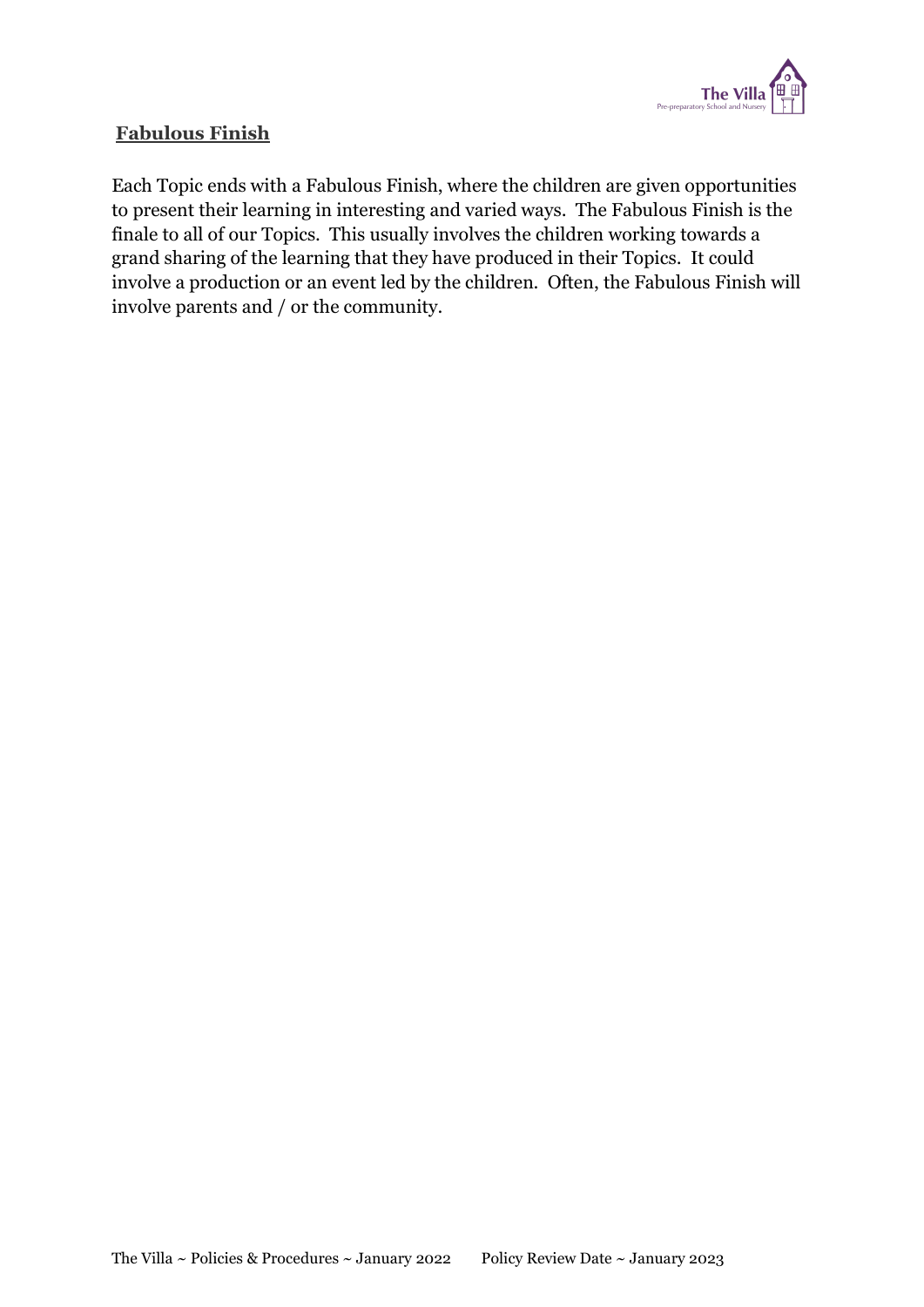## **Fabulous Finish**

Each Topic ends with a Fabulous Finish, where the children are given opportunities to present their learning in interesting and varied ways. The Fabulous Finish is the finale to all of our Topics. This usually involves the children working towards a grand sharing of the learning that they have produced in their Topics. It could involve a production or an event led by the children. Often, the Fabulous Finish will involve parents and / or the community.